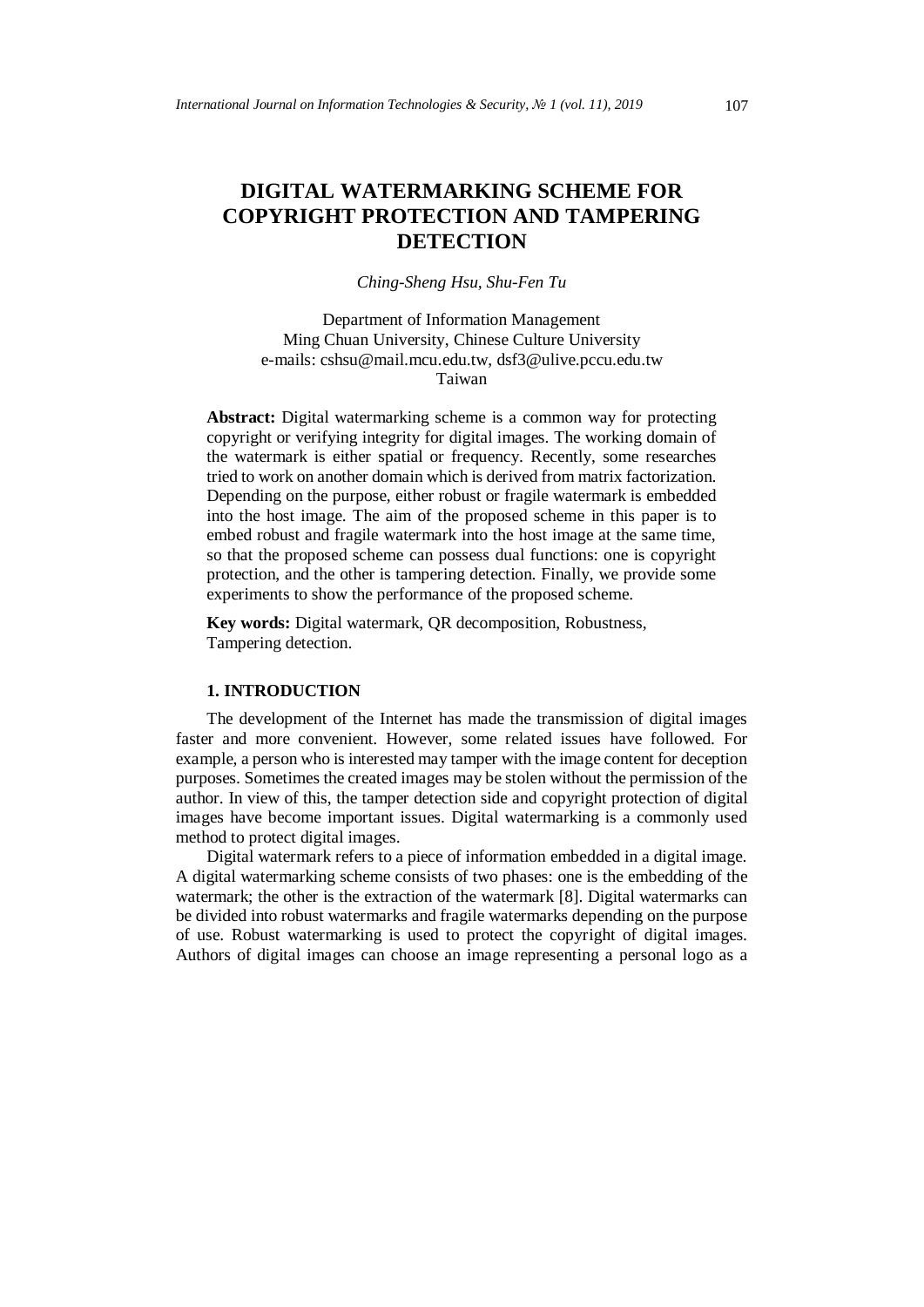# DIGITAL WATERMARKING SCHEME FOR COPYRIGHT PROTECTION AND TAMPERING DETECTION

*Ching-Sheng Hsu, Shu-Fen Tu*

Department of Information Management
Ming Chuan University, Chinese Culture University
e-mails: cshsu@mail.mcu.edu.tw, dsf3@ulive.pccu.edu.tw
Taiwan

**Abstract:** Digital watermarking scheme is a common way for protecting copyright or verifying integrity for digital images. The working domain of the watermark is either spatial or frequency. Recently, some researches tried to work on another domain which is derived from matrix factorization. Depending on the purpose, either robust or fragile watermark is embedded into the host image. The aim of the proposed scheme in this paper is to embed robust and fragile watermark into the host image at the same time, so that the proposed scheme can possess dual functions: one is copyright protection, and the other is tampering detection. Finally, we provide some experiments to show the performance of the proposed scheme.

**Key words:** Digital watermark, QR decomposition, Robustness, Tampering detection.

## 1. INTRODUCTION

The development of the Internet has made the transmission of digital images faster and more convenient. However, some related issues have followed. For example, a person who is interested may tamper with the image content for deception purposes. Sometimes the created images may be stolen without the permission of the author. In view of this, the tamper detection side and copyright protection of digital images have become important issues. Digital watermarking is a commonly used method to protect digital images.

Digital watermark refers to a piece of information embedded in a digital image. A digital watermarking scheme consists of two phases: one is the embedding of the watermark; the other is the extraction of the watermark [8]. Digital watermarks can be divided into robust watermarks and fragile watermarks depending on the purpose of use. Robust watermarking is used to protect the copyright of digital images. Authors of digital images can choose an image representing a personal logo as a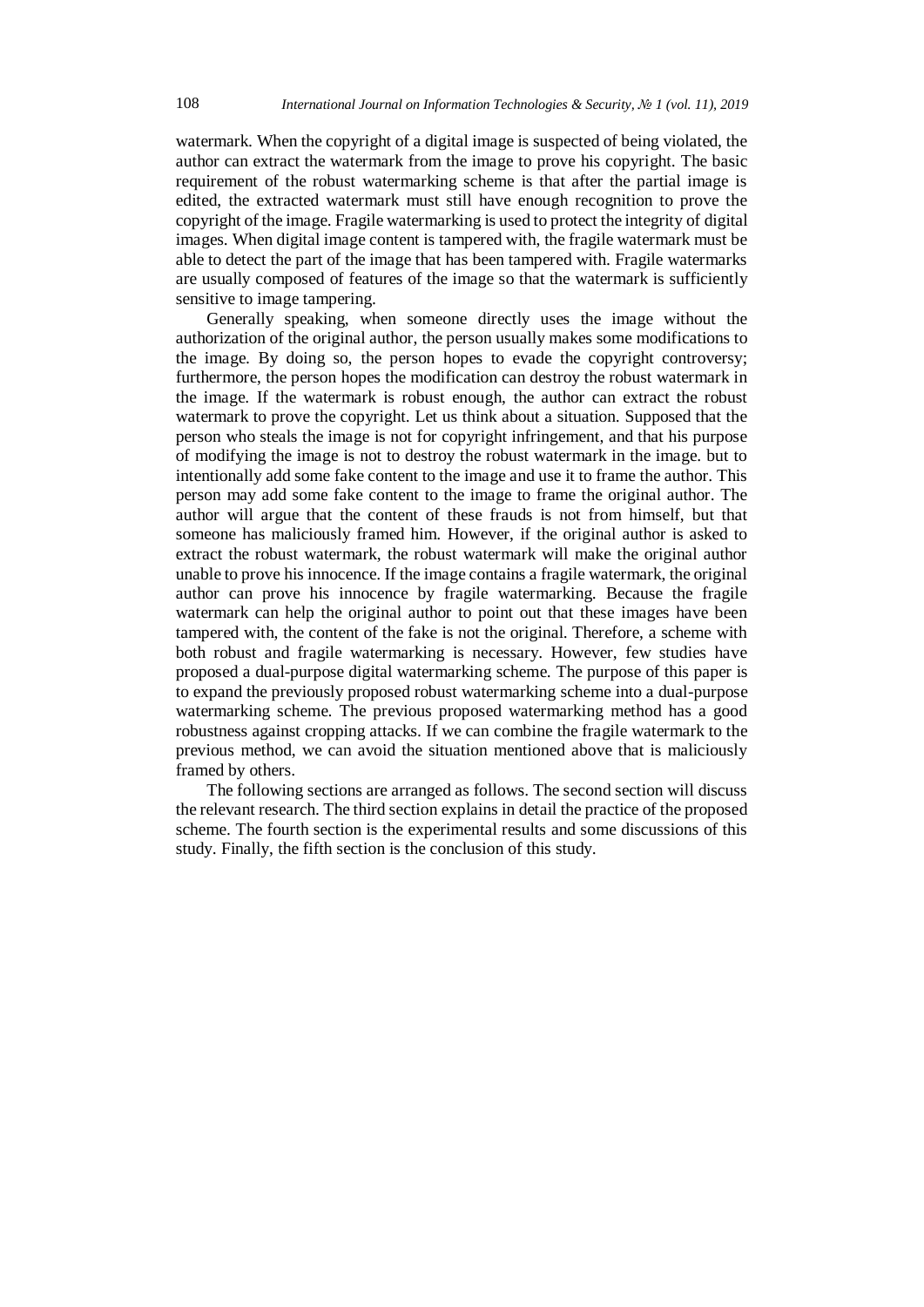watermark. When the copyright of a digital image is suspected of being violated, the author can extract the watermark from the image to prove his copyright. The basic requirement of the robust watermarking scheme is that after the partial image is edited, the extracted watermark must still have enough recognition to prove the copyright of the image. Fragile watermarking is used to protect the integrity of digital images. When digital image content is tampered with, the fragile watermark must be able to detect the part of the image that has been tampered with. Fragile watermarks are usually composed of features of the image so that the watermark is sufficiently sensitive to image tampering.

Generally speaking, when someone directly uses the image without the authorization of the original author, the person usually makes some modifications to the image. By doing so, the person hopes to evade the copyright controversy; furthermore, the person hopes the modification can destroy the robust watermark in the image. If the watermark is robust enough, the author can extract the robust watermark to prove the copyright. Let us think about a situation. Supposed that the person who steals the image is not for copyright infringement, and that his purpose of modifying the image is not to destroy the robust watermark in the image. but to intentionally add some fake content to the image and use it to frame the author. This person may add some fake content to the image to frame the original author. The author will argue that the content of these frauds is not from himself, but that someone has maliciously framed him. However, if the original author is asked to extract the robust watermark, the robust watermark will make the original author unable to prove his innocence. If the image contains a fragile watermark, the original author can prove his innocence by fragile watermarking. Because the fragile watermark can help the original author to point out that these images have been tampered with, the content of the fake is not the original. Therefore, a scheme with both robust and fragile watermarking is necessary. However, few studies have proposed a dual-purpose digital watermarking scheme. The purpose of this paper is to expand the previously proposed robust watermarking scheme into a dual-purpose watermarking scheme. The previous proposed watermarking method has a good robustness against cropping attacks. If we can combine the fragile watermark to the previous method, we can avoid the situation mentioned above that is maliciously framed by others.

The following sections are arranged as follows. The second section will discuss the relevant research. The third section explains in detail the practice of the proposed scheme. The fourth section is the experimental results and some discussions of this study. Finally, the fifth section is the conclusion of this study.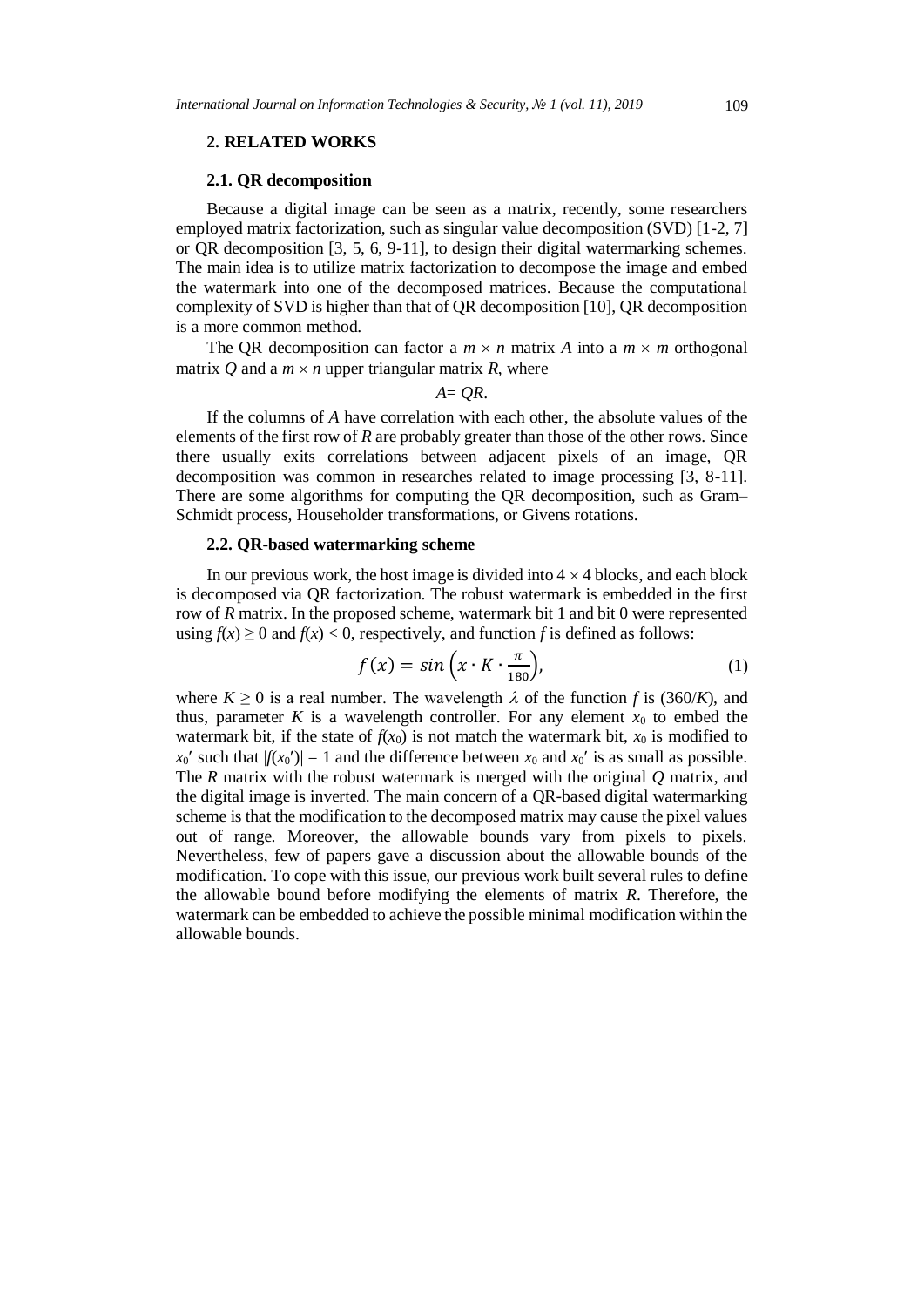## 2. RELATED WORKS

### 2.1. QR decomposition

Because a digital image can be seen as a matrix, recently, some researchers employed matrix factorization, such as singular value decomposition (SVD) [1-2, 7] or QR decomposition [3, 5, 6, 9-11], to design their digital watermarking schemes. The main idea is to utilize matrix factorization to decompose the image and embed the watermark into one of the decomposed matrices. Because the computational complexity of SVD is higher than that of QR decomposition [10], QR decomposition is a more common method.

The QR decomposition can factor a $m \times n$ matrix $A$ into a $m \times m$ orthogonal matrix $Q$ and a $m \times n$ upper triangular matrix $R$, where

$$A = QR.$$

If the columns of $A$ have correlation with each other, the absolute values of the elements of the first row of $R$ are probably greater than those of the other rows. Since there usually exits correlations between adjacent pixels of an image, QR decomposition was common in researches related to image processing [3, 8-11]. There are some algorithms for computing the QR decomposition, such as Gram–Schmidt process, Householder transformations, or Givens rotations.

### 2.2. QR-based watermarking scheme

In our previous work, the host image is divided into $4 \times 4$ blocks, and each block is decomposed via QR factorization. The robust watermark is embedded in the first row of $R$ matrix. In the proposed scheme, watermark bit 1 and bit 0 were represented using $f(x) \geq 0$ and $f(x) < 0$, respectively, and function $f$ is defined as follows:

$$f(x) = sin\left(x \cdot K \cdot \frac{\pi}{180}\right), \tag{1}$$

where $K \geq 0$ is a real number. The wavelength $\lambda$ of the function $f$ is $(360/K)$, and thus, parameter $K$ is a wavelength controller. For any element $x_0$ to embed the watermark bit, if the state of $f(x_0)$ is not match the watermark bit, $x_0$ is modified to $x_0'$ such that $|f(x_0')| = 1$ and the difference between $x_0$ and $x_0'$ is as small as possible. The $R$ matrix with the robust watermark is merged with the original $Q$ matrix, and the digital image is inverted. The main concern of a QR-based digital watermarking scheme is that the modification to the decomposed matrix may cause the pixel values out of range. Moreover, the allowable bounds vary from pixels to pixels. Nevertheless, few of papers gave a discussion about the allowable bounds of the modification. To cope with this issue, our previous work built several rules to define the allowable bound before modifying the elements of matrix $R$. Therefore, the watermark can be embedded to achieve the possible minimal modification within the allowable bounds.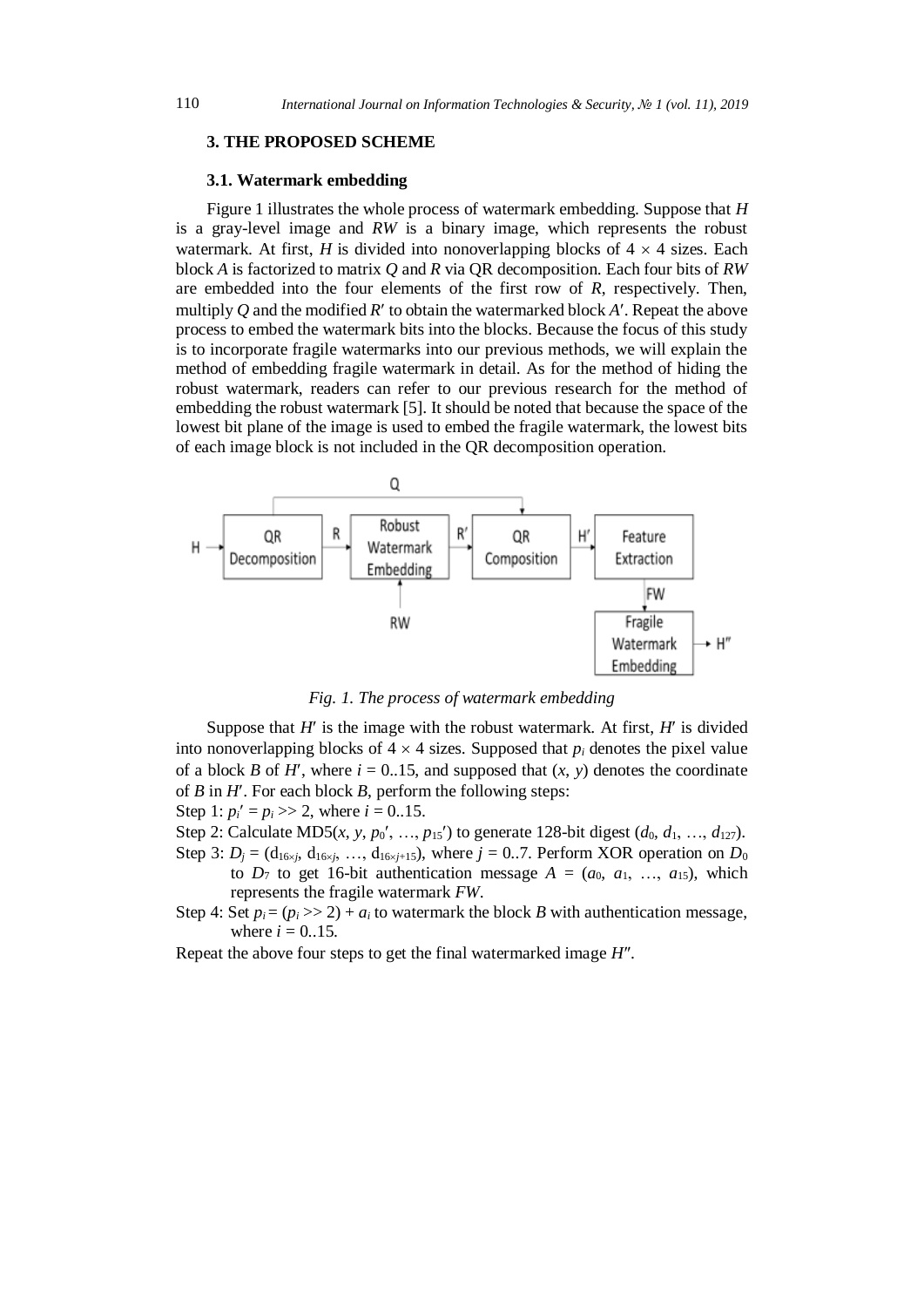## 3. THE PROPOSED SCHEME

### 3.1. Watermark embedding

Figure 1 illustrates the whole process of watermark embedding. Suppose that $H$ is a gray-level image and $RW$ is a binary image, which represents the robust watermark. At first, $H$ is divided into nonoverlapping blocks of $4 \times 4$ sizes. Each block $A$ is factorized to matrix $Q$ and $R$ via QR decomposition. Each four bits of $RW$ are embedded into the four elements of the first row of $R$, respectively. Then, multiply $Q$ and the modified $R'$ to obtain the watermarked block $A'$. Repeat the above process to embed the watermark bits into the blocks. Because the focus of this study is to incorporate fragile watermarks into our previous methods, we will explain the method of embedding fragile watermark in detail. As for the method of hiding the robust watermark, readers can refer to our previous research for the method of embedding the robust watermark [5]. It should be noted that because the space of the lowest bit plane of the image is used to embed the fragile watermark, the lowest bits of each image block is not included in the QR decomposition operation.

*Fig. 1. The process of watermark embedding*

Suppose that $H'$ is the image with the robust watermark. At first, $H'$ is divided into nonoverlapping blocks of $4 \times 4$ sizes. Supposed that $p_i$ denotes the pixel value of a block $B$ of $H'$, where $i = 0..15$, and supposed that $(x, y)$ denotes the coordinate of $B$ in $H'$. For each block $B$, perform the following steps:

Step 1: $p_i' = p_i >> 2$, where $i = 0..15$.

Step 2: Calculate MD5($x$, $y$, $p_0'$, …, $p_{15}'$) to generate 128-bit digest ($d_0$, $d_1$, …, $d_{127}$).

Step 3: $D_j = (d_{16\times j}, d_{16\times j}, \ldots, d_{16\times j+15})$, where $j = 0..7$. Perform XOR operation on $D_0$ to $D_7$ to get 16-bit authentication message $A = (a_0, a_1, \ldots, a_{15})$, which represents the fragile watermark $FW$.

Step 4: Set $p_i = (p_i >> 2) + a_i$ to watermark the block $B$ with authentication message, where $i = 0..15$.

Repeat the above four steps to get the final watermarked image $H''$.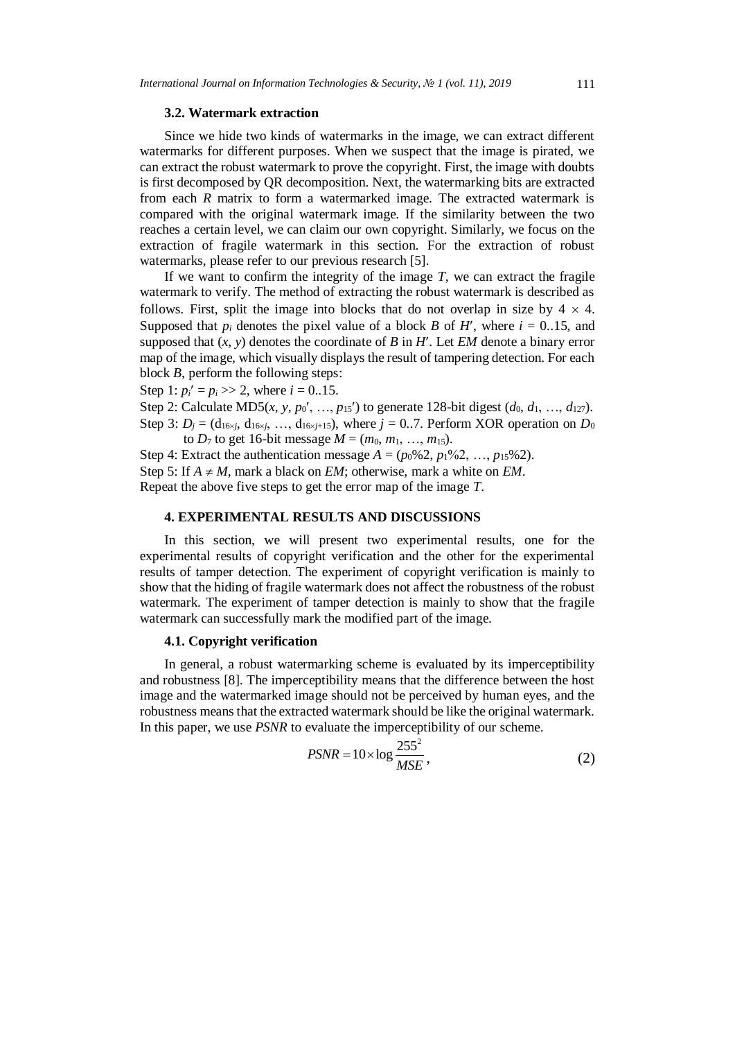### 3.2. Watermark extraction

Since we hide two kinds of watermarks in the image, we can extract different watermarks for different purposes. When we suspect that the image is pirated, we can extract the robust watermark to prove the copyright. First, the image with doubts is first decomposed by QR decomposition. Next, the watermarking bits are extracted from each $R$ matrix to form a watermarked image. The extracted watermark is compared with the original watermark image. If the similarity between the two reaches a certain level, we can claim our own copyright. Similarly, we focus on the extraction of fragile watermark in this section. For the extraction of robust watermarks, please refer to our previous research [5].

If we want to confirm the integrity of the image $T$, we can extract the fragile watermark to verify. The method of extracting the robust watermark is described as follows. First, split the image into blocks that do not overlap in size by $4 \times 4$. Supposed that $p_i$ denotes the pixel value of a block $B$ of $H'$, where $i = 0..15$, and supposed that $(x, y)$ denotes the coordinate of $B$ in $H'$. Let $EM$ denote a binary error map of the image, which visually displays the result of tampering detection. For each block $B$, perform the following steps:

Step 1: $p_i' = p_i >> 2$, where $i = 0..15$.

Step 2: Calculate MD5$(x, y, p_0', \ldots, p_{15}')$ to generate 128-bit digest $(d_0, d_1, \ldots, d_{127})$.

Step 3: $D_j = (d_{16\times j}, d_{16\times j}, \ldots, d_{16\times j+15})$, where $j = 0..7$. Perform XOR operation on $D_0$ to $D_7$ to get 16-bit message $M = (m_0, m_1, \ldots, m_{15})$.

Step 4: Extract the authentication message $A = (p_0\%2, p_1\%2, \ldots, p_{15}\%2)$.

Step 5: If $A \neq M$, mark a black on $EM$; otherwise, mark a white on $EM$.

Repeat the above five steps to get the error map of the image $T$.

## 4. EXPERIMENTAL RESULTS AND DISCUSSIONS

In this section, we will present two experimental results, one for the experimental results of copyright verification and the other for the experimental results of tamper detection. The experiment of copyright verification is mainly to show that the hiding of fragile watermark does not affect the robustness of the robust watermark. The experiment of tamper detection is mainly to show that the fragile watermark can successfully mark the modified part of the image.

### 4.1. Copyright verification

In general, a robust watermarking scheme is evaluated by its imperceptibility and robustness [8]. The imperceptibility means that the difference between the host image and the watermarked image should not be perceived by human eyes, and the robustness means that the extracted watermark should be like the original watermark. In this paper, we use $PSNR$ to evaluate the imperceptibility of our scheme.

$$PSNR = 10 \times \log \frac{255^2}{MSE}, \tag{2}$$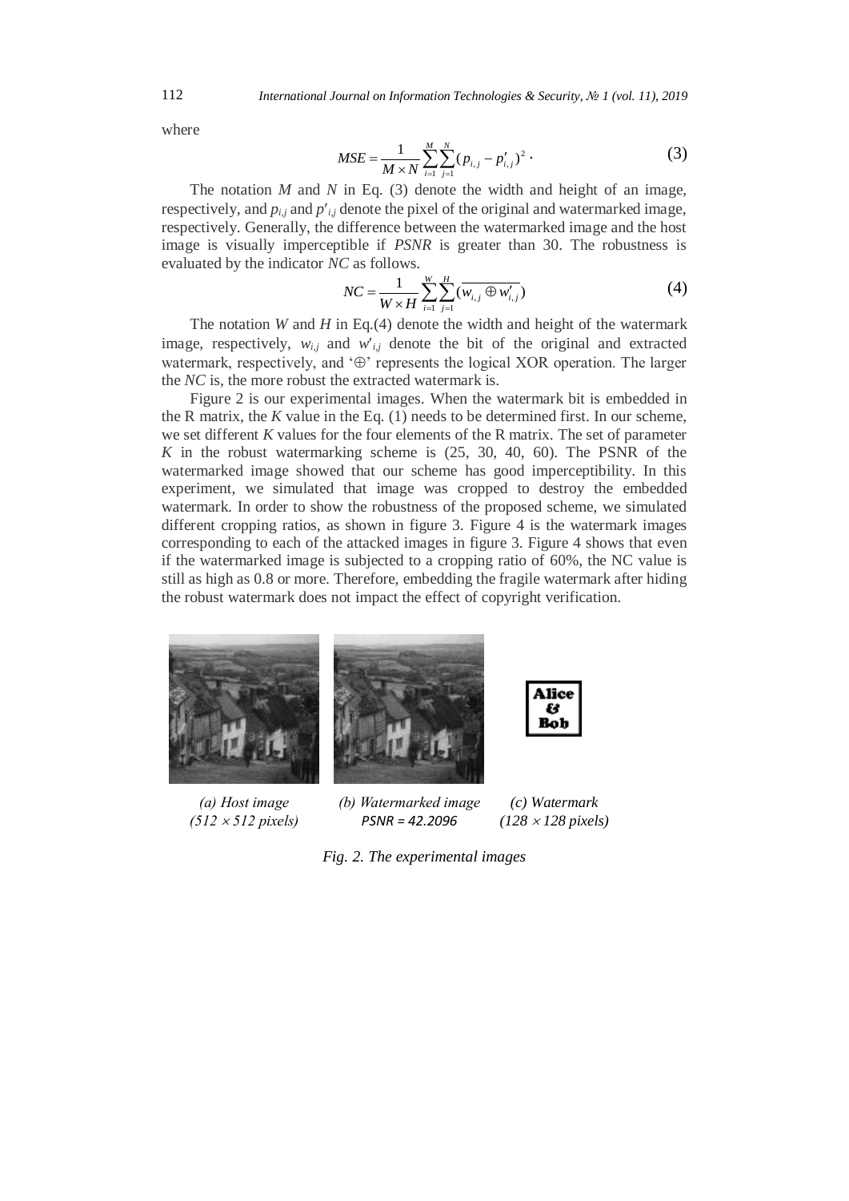where

$$MSE = \frac{1}{M \times N} \sum_{i=1}^{M} \sum_{j=1}^{N} (p_{i,j} - p'_{i,j})^2 \cdot \tag{3}$$

The notation $M$ and $N$ in Eq. (3) denote the width and height of an image, respectively, and $p_{i,j}$ and $p'_{i,j}$ denote the pixel of the original and watermarked image, respectively. Generally, the difference between the watermarked image and the host image is visually imperceptible if $PSNR$ is greater than 30. The robustness is evaluated by the indicator $NC$ as follows.

$$NC = \frac{1}{W \times H} \sum_{i=1}^{W} \sum_{j=1}^{H} (\overline{w_{i,j} \oplus w'_{i,j}}) \tag{4}$$

The notation $W$ and $H$ in Eq.(4) denote the width and height of the watermark image, respectively, $w_{i,j}$ and $w'_{i,j}$ denote the bit of the original and extracted watermark, respectively, and '$\oplus$' represents the logical XOR operation. The larger the $NC$ is, the more robust the extracted watermark is.

Figure 2 is our experimental images. When the watermark bit is embedded in the R matrix, the $K$ value in the Eq. (1) needs to be determined first. In our scheme, we set different $K$ values for the four elements of the R matrix. The set of parameter $K$ in the robust watermarking scheme is (25, 30, 40, 60). The PSNR of the watermarked image showed that our scheme has good imperceptibility. In this experiment, we simulated that image was cropped to destroy the embedded watermark. In order to show the robustness of the proposed scheme, we simulated different cropping ratios, as shown in figure 3. Figure 4 is the watermark images corresponding to each of the attacked images in figure 3. Figure 4 shows that even if the watermarked image is subjected to a cropping ratio of 60%, the NC value is still as high as 0.8 or more. Therefore, embedding the fragile watermark after hiding the robust watermark does not impact the effect of copyright verification.

*(a) Host image ($512 \times 512$ pixels)*  *(b) Watermarked image PSNR = 42.2096*  *(c) Watermark ($128 \times 128$ pixels)*

*Fig. 2. The experimental images*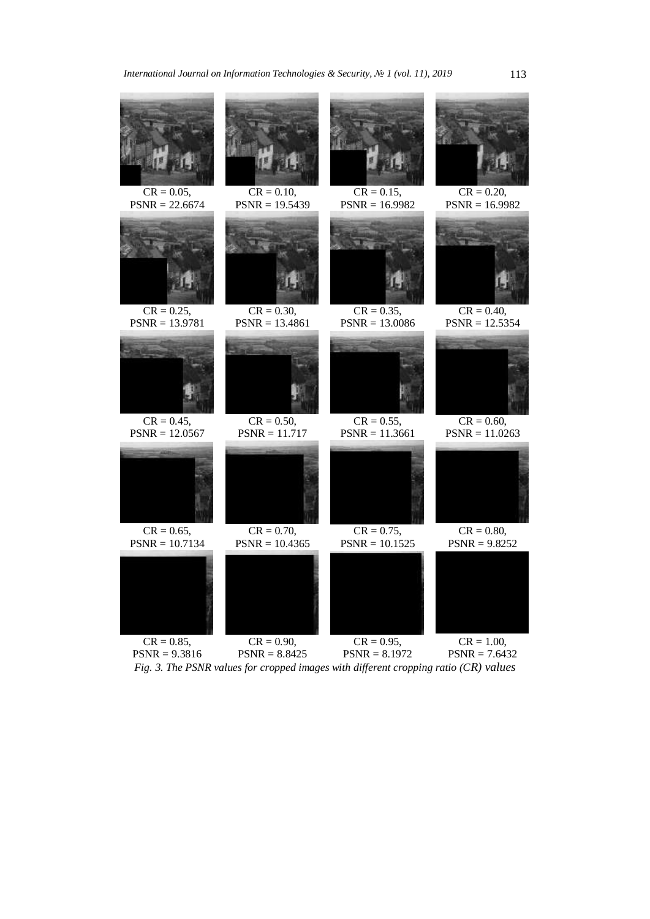CR = 0.05,
PSNR = 22.6674

CR = 0.10,
PSNR = 19.5439

CR = 0.15,
PSNR = 16.9982

CR = 0.20,
PSNR = 16.9982

CR = 0.25,
PSNR = 13.9781

CR = 0.30,
PSNR = 13.4861

CR = 0.35,
PSNR = 13.0086

CR = 0.40,
PSNR = 12.5354

CR = 0.45,
PSNR = 12.0567

CR = 0.50,
PSNR = 11.717

CR = 0.55,
PSNR = 11.3661

CR = 0.60,
PSNR = 11.0263

CR = 0.65,
PSNR = 10.7134

CR = 0.70,
PSNR = 10.4365

CR = 0.75,
PSNR = 10.1525

CR = 0.80,
PSNR = 9.8252

CR = 0.85,
PSNR = 9.3816

CR = 0.90,
PSNR = 8.8425

CR = 0.95,
PSNR = 8.1972

CR = 1.00,
PSNR = 7.6432

*Fig. 3. The PSNR values for cropped images with different cropping ratio (CR) values*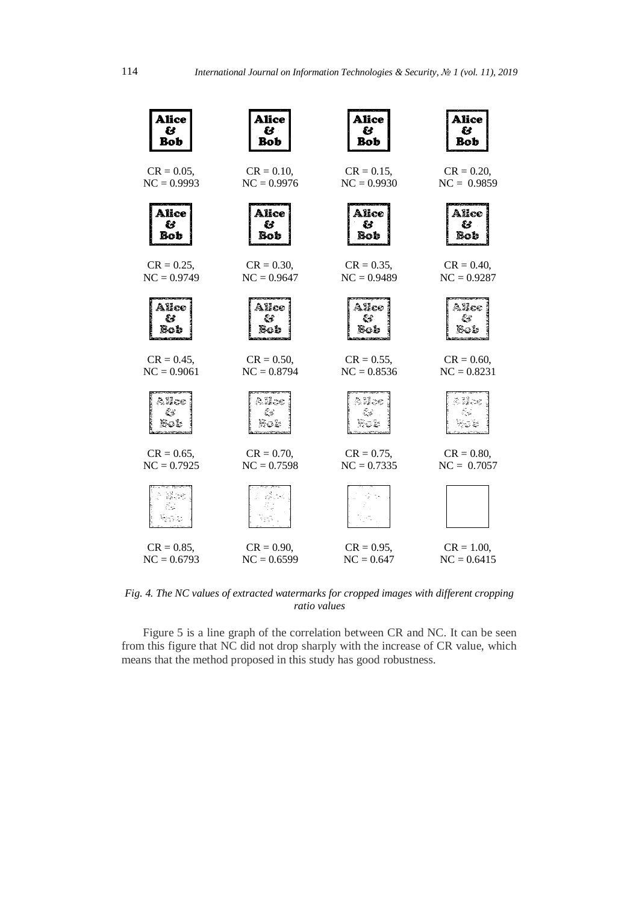| | | | |
|---|---|---|---|
| CR = 0.05, NC = 0.9993 | CR = 0.10, NC = 0.9976 | CR = 0.15, NC = 0.9930 | CR = 0.20, NC = 0.9859 |
| CR = 0.25, NC = 0.9749 | CR = 0.30, NC = 0.9647 | CR = 0.35, NC = 0.9489 | CR = 0.40, NC = 0.9287 |
| CR = 0.45, NC = 0.9061 | CR = 0.50, NC = 0.8794 | CR = 0.55, NC = 0.8536 | CR = 0.60, NC = 0.8231 |
| CR = 0.65, NC = 0.7925 | CR = 0.70, NC = 0.7598 | CR = 0.75, NC = 0.7335 | CR = 0.80, NC = 0.7057 |
| CR = 0.85, NC = 0.6793 | CR = 0.90, NC = 0.6599 | CR = 0.95, NC = 0.647 | CR = 1.00, NC = 0.6415 |

*Fig. 4. The NC values of extracted watermarks for cropped images with different cropping ratio values*

Figure 5 is a line graph of the correlation between CR and NC. It can be seen from this figure that NC did not drop sharply with the increase of CR value, which means that the method proposed in this study has good robustness.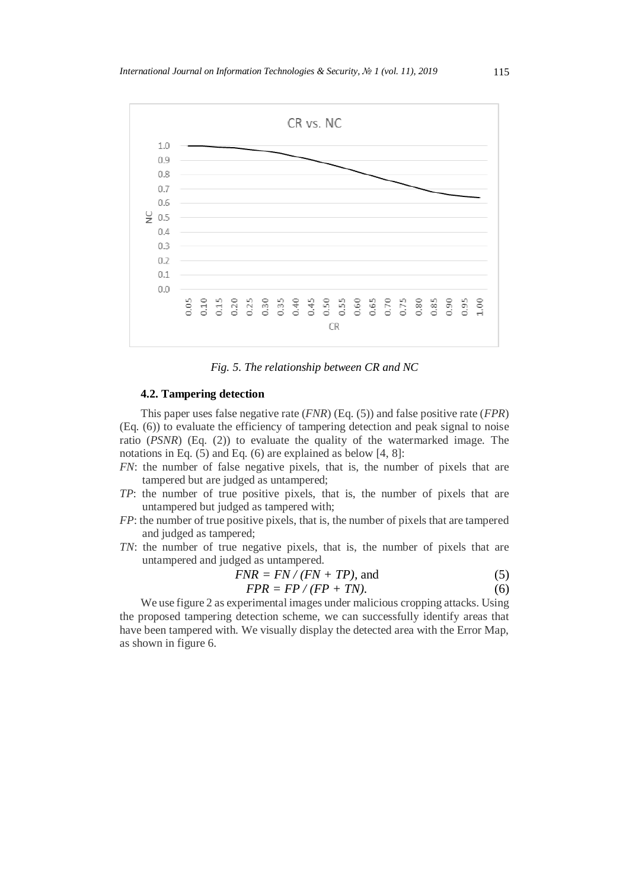*Fig. 5. The relationship between CR and NC*

#### 4.2. Tampering detection

This paper uses false negative rate (*FNR*) (Eq. (5)) and false positive rate (*FPR*) (Eq. (6)) to evaluate the efficiency of tampering detection and peak signal to noise ratio (*PSNR*) (Eq. (2)) to evaluate the quality of the watermarked image. The notations in Eq. (5) and Eq. (6) are explained as below [4, 8]:

- *FN*: the number of false negative pixels, that is, the number of pixels that are tampered but are judged as untampered;
- *TP*: the number of true positive pixels, that is, the number of pixels that are untampered but judged as tampered with;
- *FP*: the number of true positive pixels, that is, the number of pixels that are tampered and judged as tampered;
- *TN*: the number of true negative pixels, that is, the number of pixels that are untampered and judged as untampered.

$$FNR = FN / (FN + TP), \text{ and} \tag{5}$$

$$FPR = FP / (FP + TN). \tag{6}$$

We use figure 2 as experimental images under malicious cropping attacks. Using the proposed tampering detection scheme, we can successfully identify areas that have been tampered with. We visually display the detected area with the Error Map, as shown in figure 6.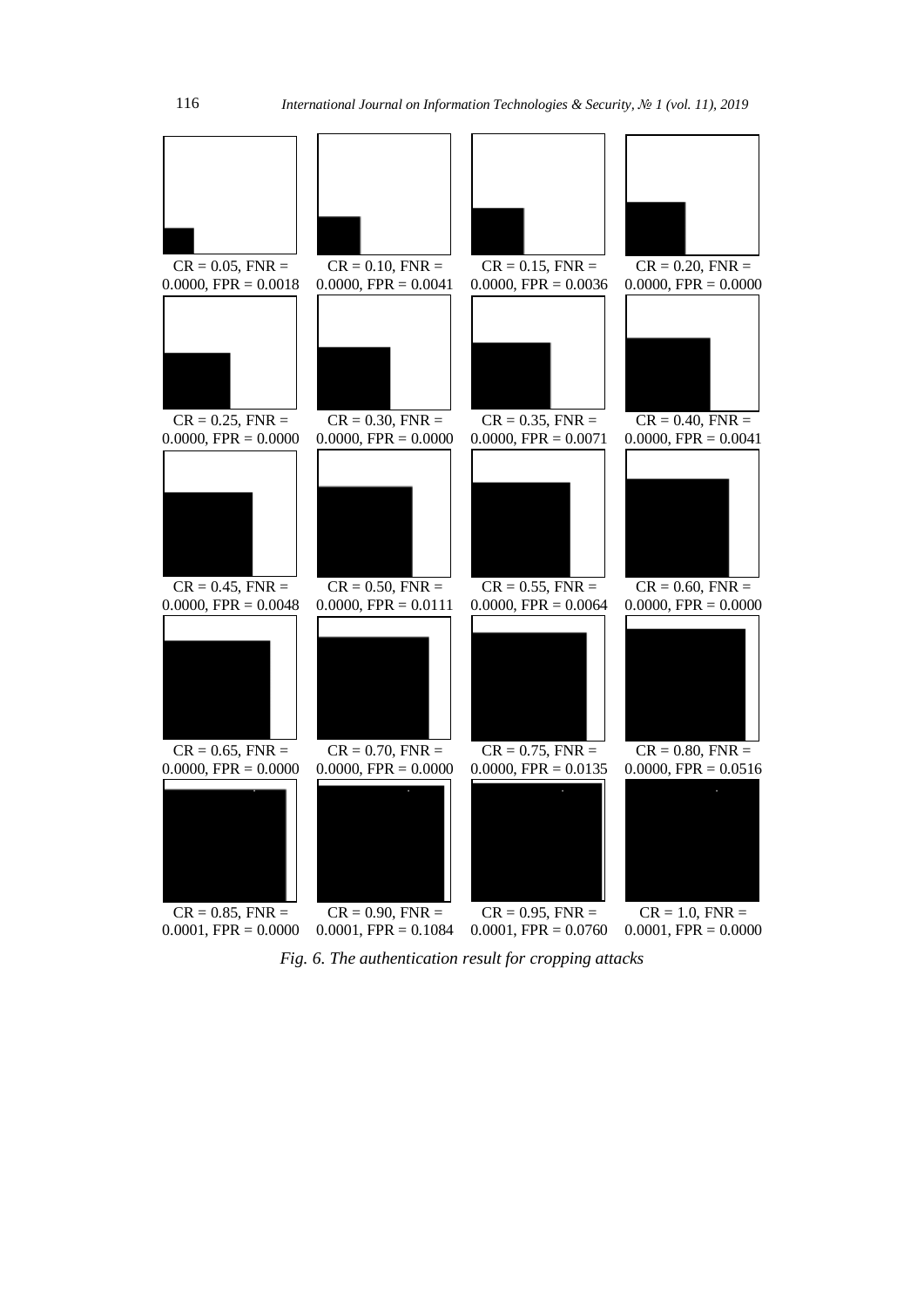CR = 0.05, FNR = 0.0000, FPR = 0.0018

CR = 0.10, FNR = 0.0000, FPR = 0.0041

CR = 0.15, FNR = 0.0000, FPR = 0.0036

CR = 0.20, FNR = 0.0000, FPR = 0.0000

CR = 0.25, FNR = 0.0000, FPR = 0.0000

CR = 0.30, FNR = 0.0000, FPR = 0.0000

CR = 0.35, FNR = 0.0000, FPR = 0.0071

CR = 0.40, FNR = 0.0000, FPR = 0.0041

CR = 0.45, FNR = 0.0000, FPR = 0.0048

CR = 0.50, FNR = 0.0000, FPR = 0.0111

CR = 0.55, FNR = 0.0000, FPR = 0.0064

CR = 0.60, FNR = 0.0000, FPR = 0.0000

CR = 0.65, FNR = 0.0000, FPR = 0.0000

CR = 0.70, FNR = 0.0000, FPR = 0.0000

CR = 0.75, FNR = 0.0000, FPR = 0.0135

CR = 0.80, FNR = 0.0000, FPR = 0.0516

CR = 0.85, FNR = 0.0001, FPR = 0.0000

CR = 0.90, FNR = 0.0001, FPR = 0.1084

CR = 0.95, FNR = 0.0001, FPR = 0.0760

CR = 1.0, FNR = 0.0001, FPR = 0.0000

*Fig. 6. The authentication result for cropping attacks*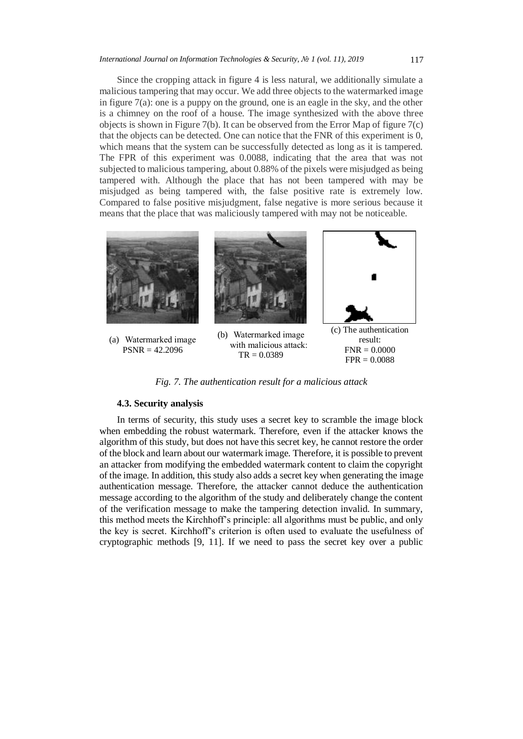Since the cropping attack in figure 4 is less natural, we additionally simulate a malicious tampering that may occur. We add three objects to the watermarked image in figure 7(a): one is a puppy on the ground, one is an eagle in the sky, and the other is a chimney on the roof of a house. The image synthesized with the above three objects is shown in Figure 7(b). It can be observed from the Error Map of figure 7(c) that the objects can be detected. One can notice that the FNR of this experiment is 0, which means that the system can be successfully detected as long as it is tampered. The FPR of this experiment was 0.0088, indicating that the area that was not subjected to malicious tampering, about 0.88% of the pixels were misjudged as being tampered with. Although the place that has not been tampered with may be misjudged as being tampered with, the false positive rate is extremely low. Compared to false positive misjudgment, false negative is more serious because it means that the place that was maliciously tampered with may not be noticeable.

(a) Watermarked image PSNR = 42.2096

(b) Watermarked image with malicious attack: TR = 0.0389

(c) The authentication result: FNR = 0.0000 FPR = 0.0088

*Fig. 7. The authentication result for a malicious attack*

### 4.3. Security analysis

In terms of security, this study uses a secret key to scramble the image block when embedding the robust watermark. Therefore, even if the attacker knows the algorithm of this study, but does not have this secret key, he cannot restore the order of the block and learn about our watermark image. Therefore, it is possible to prevent an attacker from modifying the embedded watermark content to claim the copyright of the image. In addition, this study also adds a secret key when generating the image authentication message. Therefore, the attacker cannot deduce the authentication message according to the algorithm of the study and deliberately change the content of the verification message to make the tampering detection invalid. In summary, this method meets the Kirchhoff's principle: all algorithms must be public, and only the key is secret. Kirchhoff's criterion is often used to evaluate the usefulness of cryptographic methods [9, 11]. If we need to pass the secret key over a public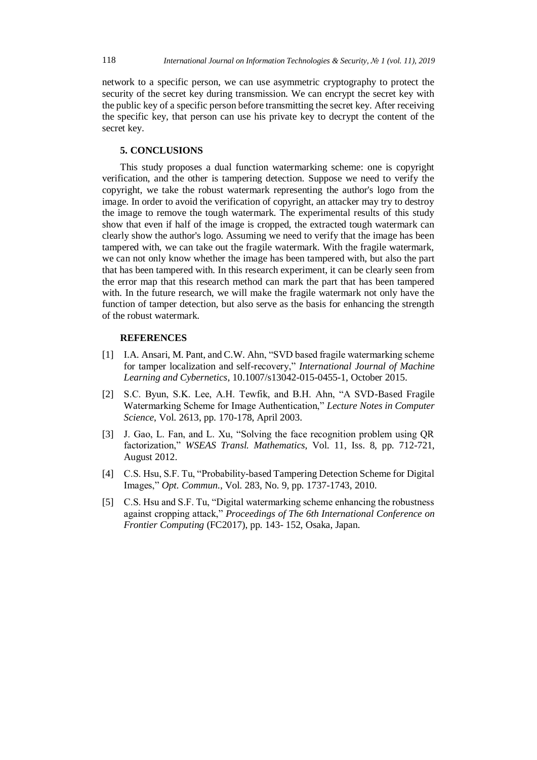network to a specific person, we can use asymmetric cryptography to protect the security of the secret key during transmission. We can encrypt the secret key with the public key of a specific person before transmitting the secret key. After receiving the specific key, that person can use his private key to decrypt the content of the secret key.

## 5. CONCLUSIONS

This study proposes a dual function watermarking scheme: one is copyright verification, and the other is tampering detection. Suppose we need to verify the copyright, we take the robust watermark representing the author's logo from the image. In order to avoid the verification of copyright, an attacker may try to destroy the image to remove the tough watermark. The experimental results of this study show that even if half of the image is cropped, the extracted tough watermark can clearly show the author's logo. Assuming we need to verify that the image has been tampered with, we can take out the fragile watermark. With the fragile watermark, we can not only know whether the image has been tampered with, but also the part that has been tampered with. In this research experiment, it can be clearly seen from the error map that this research method can mark the part that has been tampered with. In the future research, we will make the fragile watermark not only have the function of tamper detection, but also serve as the basis for enhancing the strength of the robust watermark.

## REFERENCES

[1] I.A. Ansari, M. Pant, and C.W. Ahn, "SVD based fragile watermarking scheme for tamper localization and self-recovery," *International Journal of Machine Learning and Cybernetics*, 10.1007/s13042-015-0455-1, October 2015.

[2] S.C. Byun, S.K. Lee, A.H. Tewfik, and B.H. Ahn, "A SVD-Based Fragile Watermarking Scheme for Image Authentication," *Lecture Notes in Computer Science*, Vol. 2613, pp. 170-178, April 2003.

[3] J. Gao, L. Fan, and L. Xu, "Solving the face recognition problem using QR factorization," *WSEAS Transl. Mathematics*, Vol. 11, Iss. 8, pp. 712-721, August 2012.

[4] C.S. Hsu, S.F. Tu, "Probability-based Tampering Detection Scheme for Digital Images," *Opt. Commun.*, Vol. 283, No. 9, pp. 1737-1743, 2010.

[5] C.S. Hsu and S.F. Tu, "Digital watermarking scheme enhancing the robustness against cropping attack," *Proceedings of The 6th International Conference on Frontier Computing* (FC2017), pp. 143- 152, Osaka, Japan.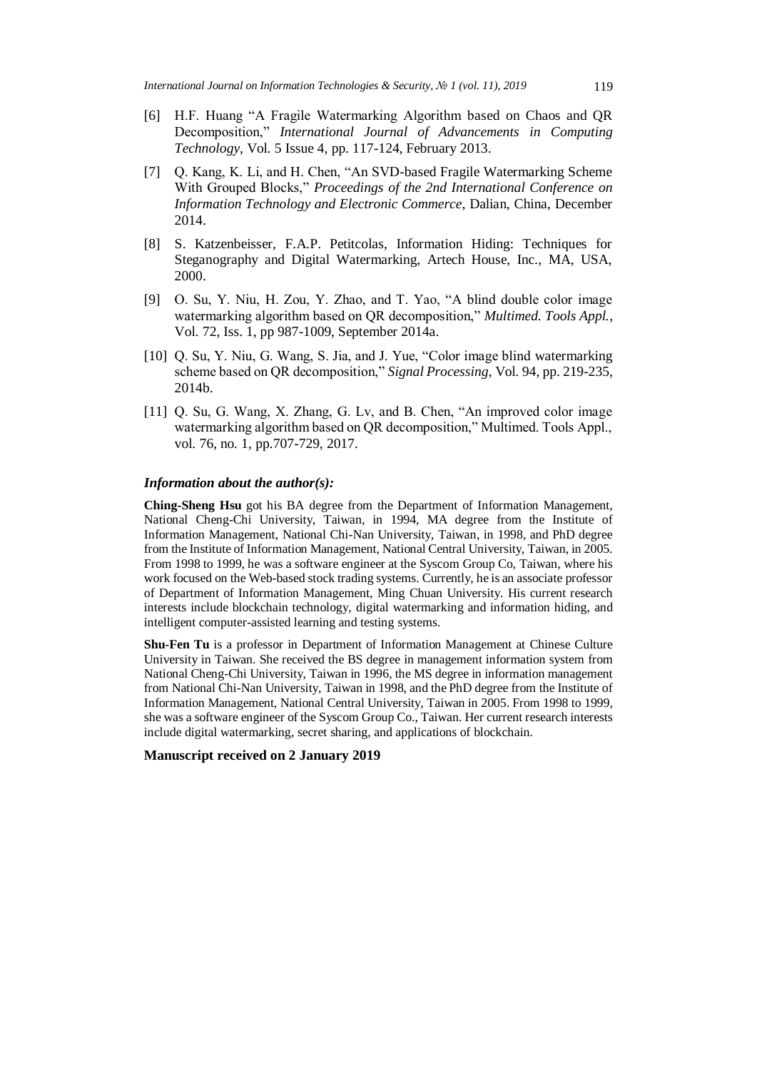[6] H.F. Huang "A Fragile Watermarking Algorithm based on Chaos and QR Decomposition," *International Journal of Advancements in Computing Technology*, Vol. 5 Issue 4, pp. 117-124, February 2013.

[7] Q. Kang, K. Li, and H. Chen, "An SVD-based Fragile Watermarking Scheme With Grouped Blocks," *Proceedings of the 2nd International Conference on Information Technology and Electronic Commerce*, Dalian, China, December 2014.

[8] S. Katzenbeisser, F.A.P. Petitcolas, Information Hiding: Techniques for Steganography and Digital Watermarking, Artech House, Inc., MA, USA, 2000.

[9] O. Su, Y. Niu, H. Zou, Y. Zhao, and T. Yao, "A blind double color image watermarking algorithm based on QR decomposition," *Multimed. Tools Appl.*, Vol. 72, Iss. 1, pp 987-1009, September 2014a.

[10] Q. Su, Y. Niu, G. Wang, S. Jia, and J. Yue, "Color image blind watermarking scheme based on QR decomposition," *Signal Processing*, Vol. 94, pp. 219-235, 2014b.

[11] Q. Su, G. Wang, X. Zhang, G. Lv, and B. Chen, "An improved color image watermarking algorithm based on QR decomposition," Multimed. Tools Appl., vol. 76, no. 1, pp.707-729, 2017.

### *Information about the author(s):*

**Ching-Sheng Hsu** got his BA degree from the Department of Information Management, National Cheng-Chi University, Taiwan, in 1994, MA degree from the Institute of Information Management, National Chi-Nan University, Taiwan, in 1998, and PhD degree from the Institute of Information Management, National Central University, Taiwan, in 2005. From 1998 to 1999, he was a software engineer at the Syscom Group Co, Taiwan, where his work focused on the Web-based stock trading systems. Currently, he is an associate professor of Department of Information Management, Ming Chuan University. His current research interests include blockchain technology, digital watermarking and information hiding, and intelligent computer-assisted learning and testing systems.

**Shu-Fen Tu** is a professor in Department of Information Management at Chinese Culture University in Taiwan. She received the BS degree in management information system from National Cheng-Chi University, Taiwan in 1996, the MS degree in information management from National Chi-Nan University, Taiwan in 1998, and the PhD degree from the Institute of Information Management, National Central University, Taiwan in 2005. From 1998 to 1999, she was a software engineer of the Syscom Group Co., Taiwan. Her current research interests include digital watermarking, secret sharing, and applications of blockchain.

**Manuscript received on 2 January 2019**